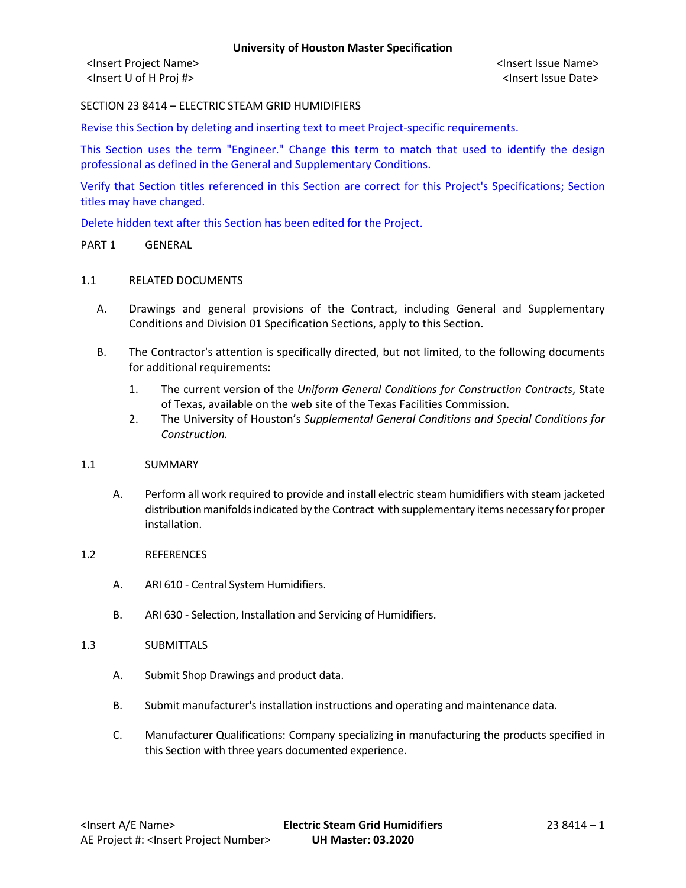<Insert Project Name> <Insert Issue Name>
<Insert U of H Proj #> <Insert Issue Date>

SECTION 23 8414 – ELECTRIC STEAM GRID HUMIDIFIERS

Revise this Section by deleting and inserting text to meet Project-specific requirements.

This Section uses the term "Engineer." Change this term to match that used to identify the design professional as defined in the General and Supplementary Conditions.

Verify that Section titles referenced in this Section are correct for this Project's Specifications; Section titles may have changed.

Delete hidden text after this Section has been edited for the Project.

PART 1 GENERAL

1.1 RELATED DOCUMENTS

A. Drawings and general provisions of the Contract, including General and Supplementary Conditions and Division 01 Specification Sections, apply to this Section.

B. The Contractor's attention is specifically directed, but not limited, to the following documents for additional requirements:

1. The current version of the *Uniform General Conditions for Construction Contracts*, State of Texas, available on the web site of the Texas Facilities Commission.
2. The University of Houston's *Supplemental General Conditions and Special Conditions for Construction.*

1.1 SUMMARY

A. Perform all work required to provide and install electric steam humidifiers with steam jacketed distribution manifolds indicated by the Contract with supplementary items necessary for proper installation.

1.2 REFERENCES

A. ARI 610 - Central System Humidifiers.

B. ARI 630 - Selection, Installation and Servicing of Humidifiers.

1.3 SUBMITTALS

A. Submit Shop Drawings and product data.

B. Submit manufacturer's installation instructions and operating and maintenance data.

C. Manufacturer Qualifications: Company specializing in manufacturing the products specified in this Section with three years documented experience.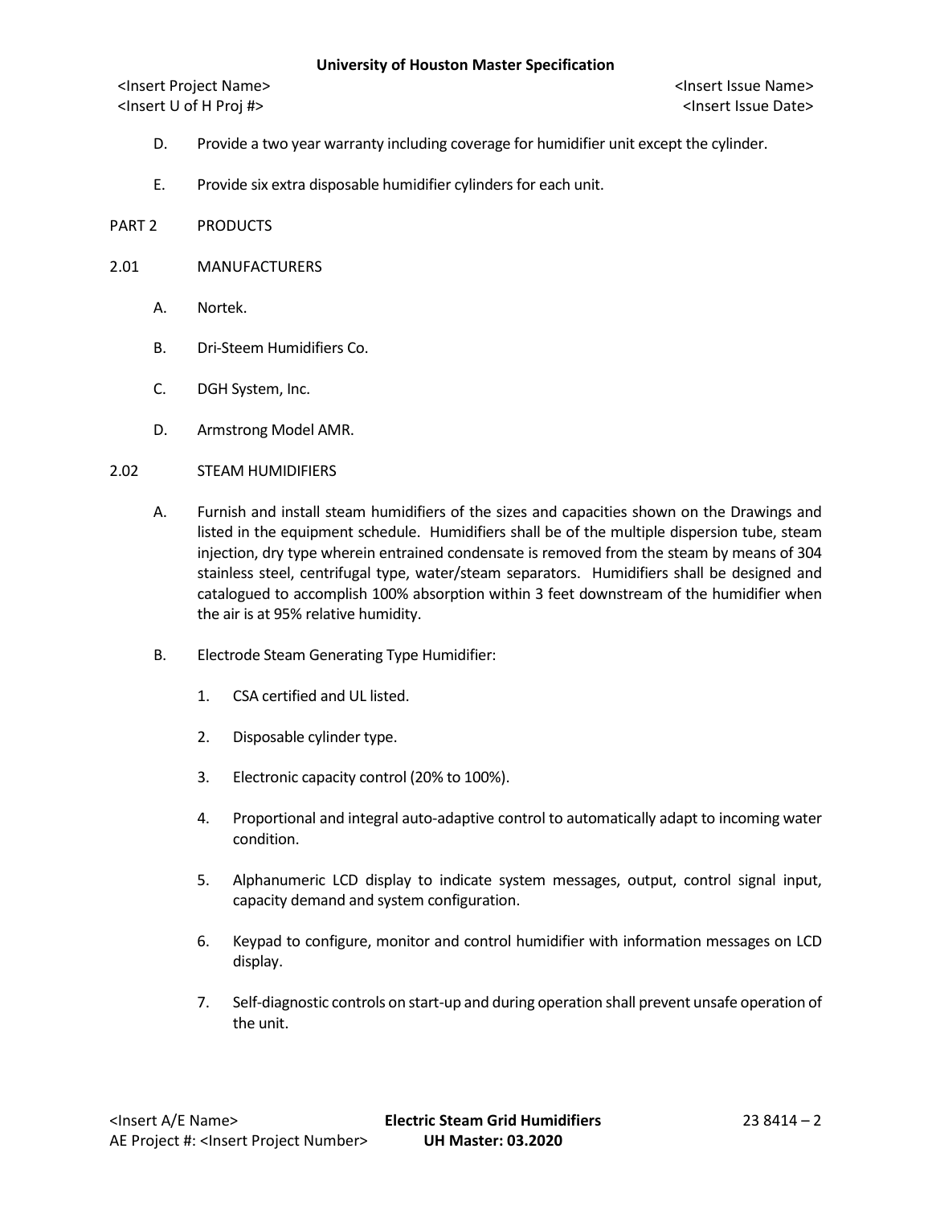D. Provide a two year warranty including coverage for humidifier unit except the cylinder.

E. Provide six extra disposable humidifier cylinders for each unit.

# PART 2 PRODUCTS

## 2.01 MANUFACTURERS

A. Nortek.

B. Dri-Steem Humidifiers Co.

C. DGH System, Inc.

D. Armstrong Model AMR.

## 2.02 STEAM HUMIDIFIERS

A. Furnish and install steam humidifiers of the sizes and capacities shown on the Drawings and listed in the equipment schedule. Humidifiers shall be of the multiple dispersion tube, steam injection, dry type wherein entrained condensate is removed from the steam by means of 304 stainless steel, centrifugal type, water/steam separators. Humidifiers shall be designed and catalogued to accomplish 100% absorption within 3 feet downstream of the humidifier when the air is at 95% relative humidity.

B. Electrode Steam Generating Type Humidifier:

1. CSA certified and UL listed.
2. Disposable cylinder type.
3. Electronic capacity control (20% to 100%).
4. Proportional and integral auto-adaptive control to automatically adapt to incoming water condition.
5. Alphanumeric LCD display to indicate system messages, output, control signal input, capacity demand and system configuration.
6. Keypad to configure, monitor and control humidifier with information messages on LCD display.
7. Self-diagnostic controls on start-up and during operation shall prevent unsafe operation of the unit.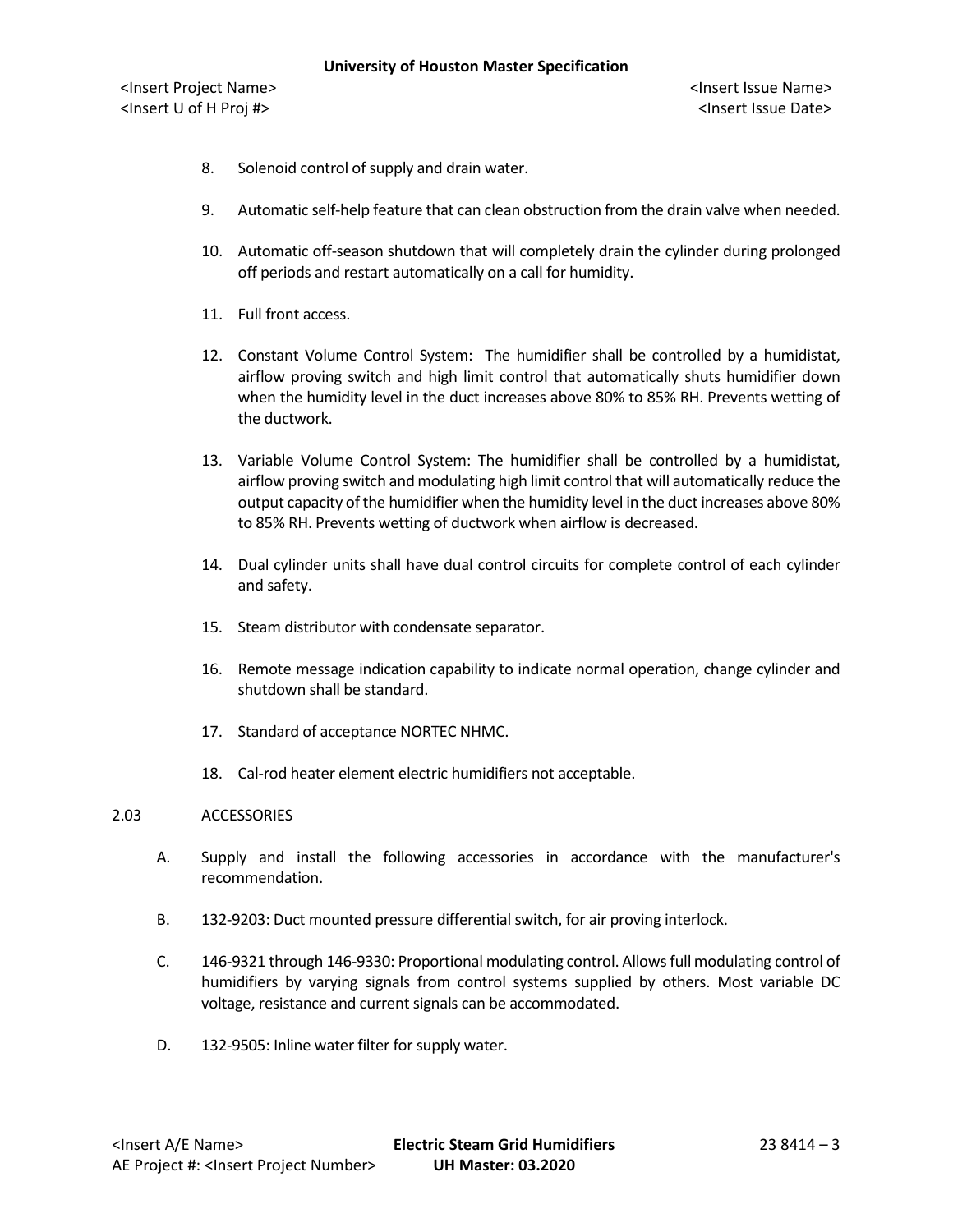8. Solenoid control of supply and drain water.

9. Automatic self-help feature that can clean obstruction from the drain valve when needed.

10. Automatic off-season shutdown that will completely drain the cylinder during prolonged off periods and restart automatically on a call for humidity.

11. Full front access.

12. Constant Volume Control System: The humidifier shall be controlled by a humidistat, airflow proving switch and high limit control that automatically shuts humidifier down when the humidity level in the duct increases above 80% to 85% RH. Prevents wetting of the ductwork.

13. Variable Volume Control System: The humidifier shall be controlled by a humidistat, airflow proving switch and modulating high limit control that will automatically reduce the output capacity of the humidifier when the humidity level in the duct increases above 80% to 85% RH. Prevents wetting of ductwork when airflow is decreased.

14. Dual cylinder units shall have dual control circuits for complete control of each cylinder and safety.

15. Steam distributor with condensate separator.

16. Remote message indication capability to indicate normal operation, change cylinder and shutdown shall be standard.

17. Standard of acceptance NORTEC NHMC.

18. Cal-rod heater element electric humidifiers not acceptable.

## 2.03 ACCESSORIES

A. Supply and install the following accessories in accordance with the manufacturer's recommendation.

B. 132-9203: Duct mounted pressure differential switch, for air proving interlock.

C. 146-9321 through 146-9330: Proportional modulating control. Allows full modulating control of humidifiers by varying signals from control systems supplied by others. Most variable DC voltage, resistance and current signals can be accommodated.

D. 132-9505: Inline water filter for supply water.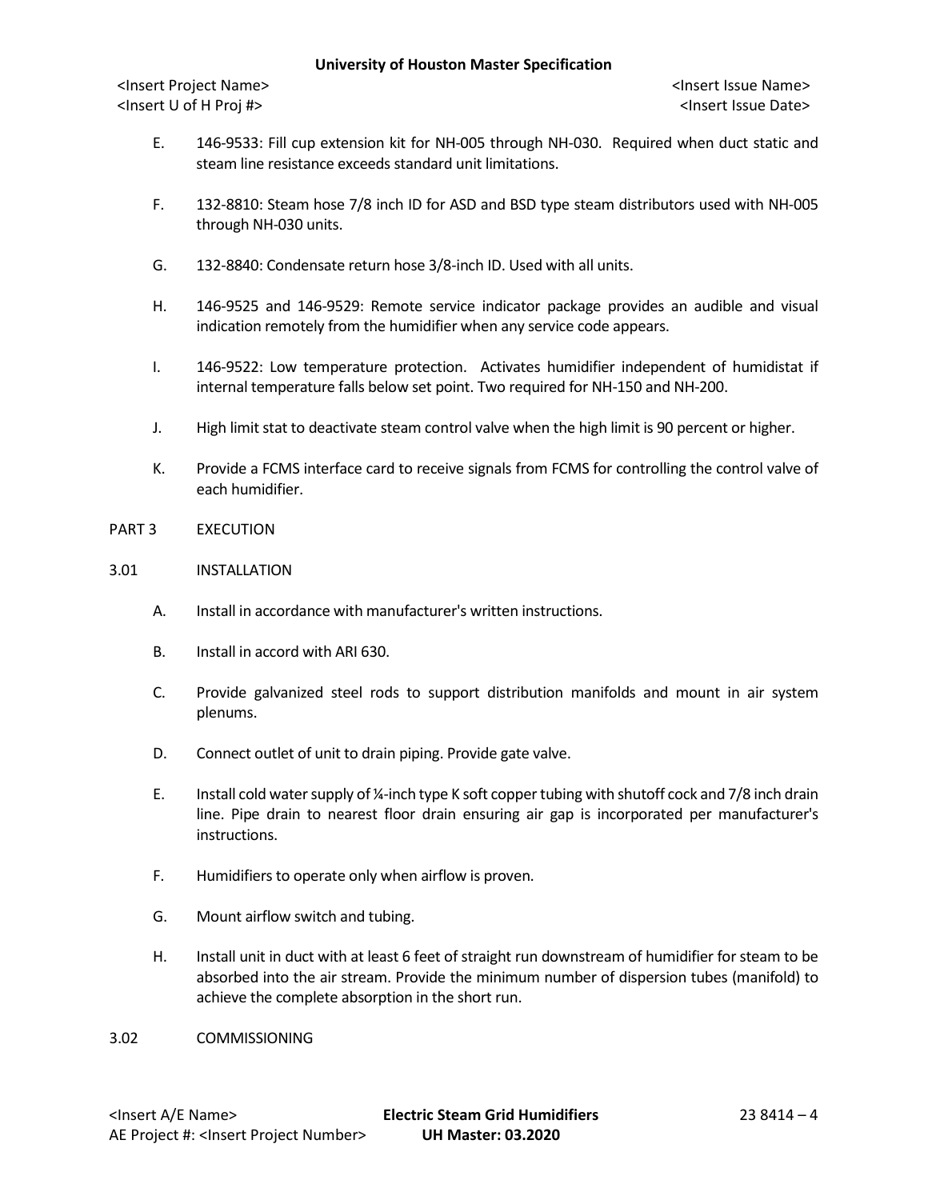E. 146-9533: Fill cup extension kit for NH-005 through NH-030. Required when duct static and steam line resistance exceeds standard unit limitations.

F. 132-8810: Steam hose 7/8 inch ID for ASD and BSD type steam distributors used with NH-005 through NH-030 units.

G. 132-8840: Condensate return hose 3/8-inch ID. Used with all units.

H. 146-9525 and 146-9529: Remote service indicator package provides an audible and visual indication remotely from the humidifier when any service code appears.

I. 146-9522: Low temperature protection. Activates humidifier independent of humidistat if internal temperature falls below set point. Two required for NH-150 and NH-200.

J. High limit stat to deactivate steam control valve when the high limit is 90 percent or higher.

K. Provide a FCMS interface card to receive signals from FCMS for controlling the control valve of each humidifier.

## PART 3 EXECUTION

### 3.01 INSTALLATION

A. Install in accordance with manufacturer's written instructions.

B. Install in accord with ARI 630.

C. Provide galvanized steel rods to support distribution manifolds and mount in air system plenums.

D. Connect outlet of unit to drain piping. Provide gate valve.

E. Install cold water supply of ¼-inch type K soft copper tubing with shutoff cock and 7/8 inch drain line. Pipe drain to nearest floor drain ensuring air gap is incorporated per manufacturer's instructions.

F. Humidifiers to operate only when airflow is proven.

G. Mount airflow switch and tubing.

H. Install unit in duct with at least 6 feet of straight run downstream of humidifier for steam to be absorbed into the air stream. Provide the minimum number of dispersion tubes (manifold) to achieve the complete absorption in the short run.

### 3.02 COMMISSIONING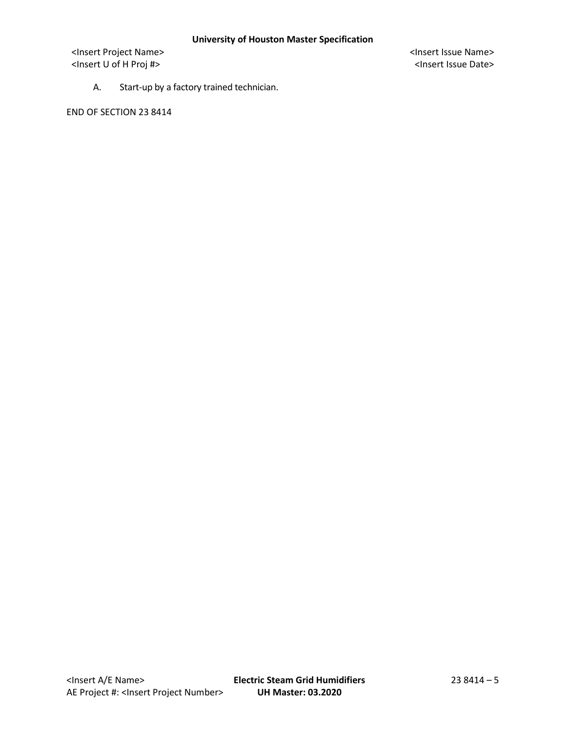A. Start-up by a factory trained technician.

END OF SECTION 23 8414